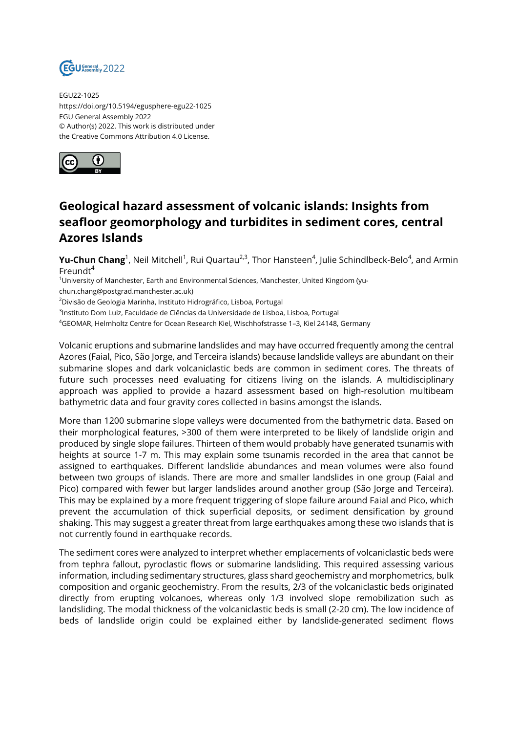EGU22-1025
https://doi.org/10.5194/egusphere-egu22-1025
EGU General Assembly 2022
© Author(s) 2022. This work is distributed under the Creative Commons Attribution 4.0 License.

# Geological hazard assessment of volcanic islands: Insights from seafloor geomorphology and turbidites in sediment cores, central Azores Islands

**Yu-Chun Chang**[1], Neil Mitchell[1], Rui Quartau[2,3], Thor Hansteen[4], Julie Schindlbeck-Belo[4], and Armin Freundt[4]

[1]University of Manchester, Earth and Environmental Sciences, Manchester, United Kingdom (yu-chun.chang@postgrad.manchester.ac.uk)
[2]Divisão de Geologia Marinha, Instituto Hidrográfico, Lisboa, Portugal
[3]Instituto Dom Luiz, Faculdade de Ciências da Universidade de Lisboa, Lisboa, Portugal
[4]GEOMAR, Helmholtz Centre for Ocean Research Kiel, Wischhofstrasse 1–3, Kiel 24148, Germany

Volcanic eruptions and submarine landslides and may have occurred frequently among the central Azores (Faial, Pico, São Jorge, and Terceira islands) because landslide valleys are abundant on their submarine slopes and dark volcaniclastic beds are common in sediment cores. The threats of future such processes need evaluating for citizens living on the islands. A multidisciplinary approach was applied to provide a hazard assessment based on high-resolution multibeam bathymetric data and four gravity cores collected in basins amongst the islands.

More than 1200 submarine slope valleys were documented from the bathymetric data. Based on their morphological features, >300 of them were interpreted to be likely of landslide origin and produced by single slope failures. Thirteen of them would probably have generated tsunamis with heights at source 1-7 m. This may explain some tsunamis recorded in the area that cannot be assigned to earthquakes. Different landslide abundances and mean volumes were also found between two groups of islands. There are more and smaller landslides in one group (Faial and Pico) compared with fewer but larger landslides around another group (São Jorge and Terceira). This may be explained by a more frequent triggering of slope failure around Faial and Pico, which prevent the accumulation of thick superficial deposits, or sediment densification by ground shaking. This may suggest a greater threat from large earthquakes among these two islands that is not currently found in earthquake records.

The sediment cores were analyzed to interpret whether emplacements of volcaniclastic beds were from tephra fallout, pyroclastic flows or submarine landsliding. This required assessing various information, including sedimentary structures, glass shard geochemistry and morphometrics, bulk composition and organic geochemistry. From the results, 2/3 of the volcaniclastic beds originated directly from erupting volcanoes, whereas only 1/3 involved slope remobilization such as landsliding. The modal thickness of the volcaniclastic beds is small (2-20 cm). The low incidence of beds of landslide origin could be explained either by landslide-generated sediment flows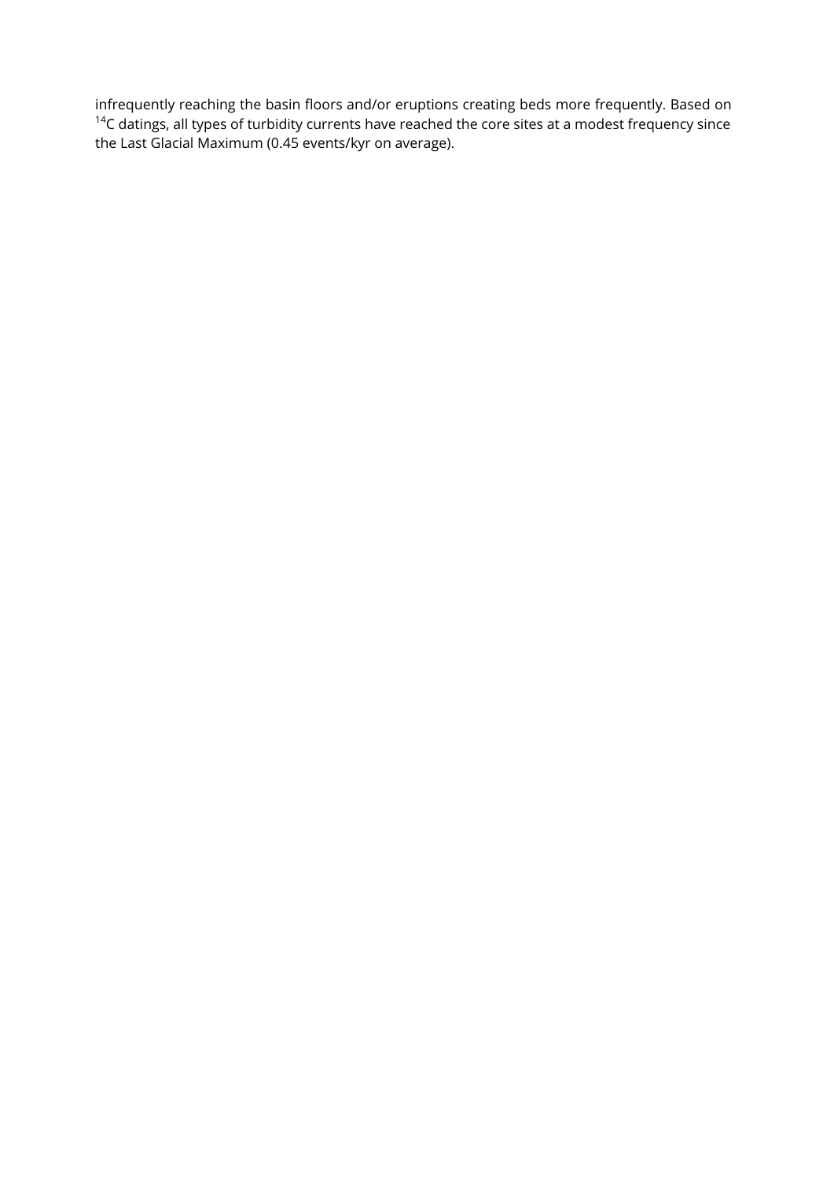infrequently reaching the basin floors and/or eruptions creating beds more frequently. Based on $^{14}C$ datings, all types of turbidity currents have reached the core sites at a modest frequency since the Last Glacial Maximum (0.45 events/kyr on average).